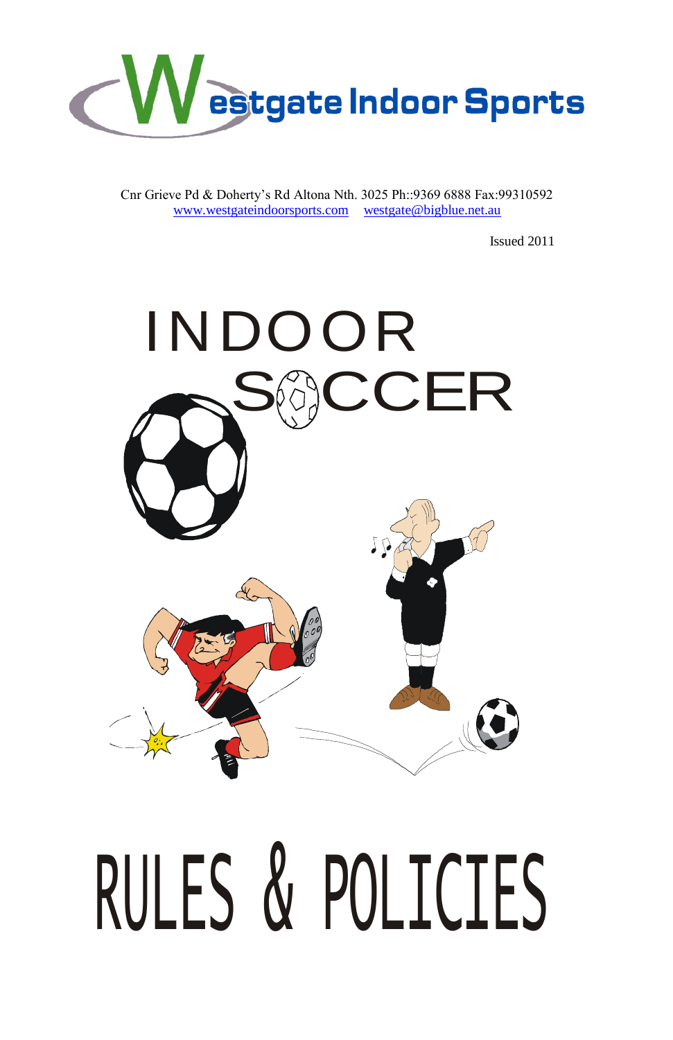# Westgate Indoor Sports

Cnr Grieve Pd & Doherty's Rd Altona Nth. 3025 Ph::9369 6888 Fax:99310592
www.westgateindoorsports.com westgate@bigblue.net.au

Issued 2011

# INDOOR SOCCER

# RULES & POLICIES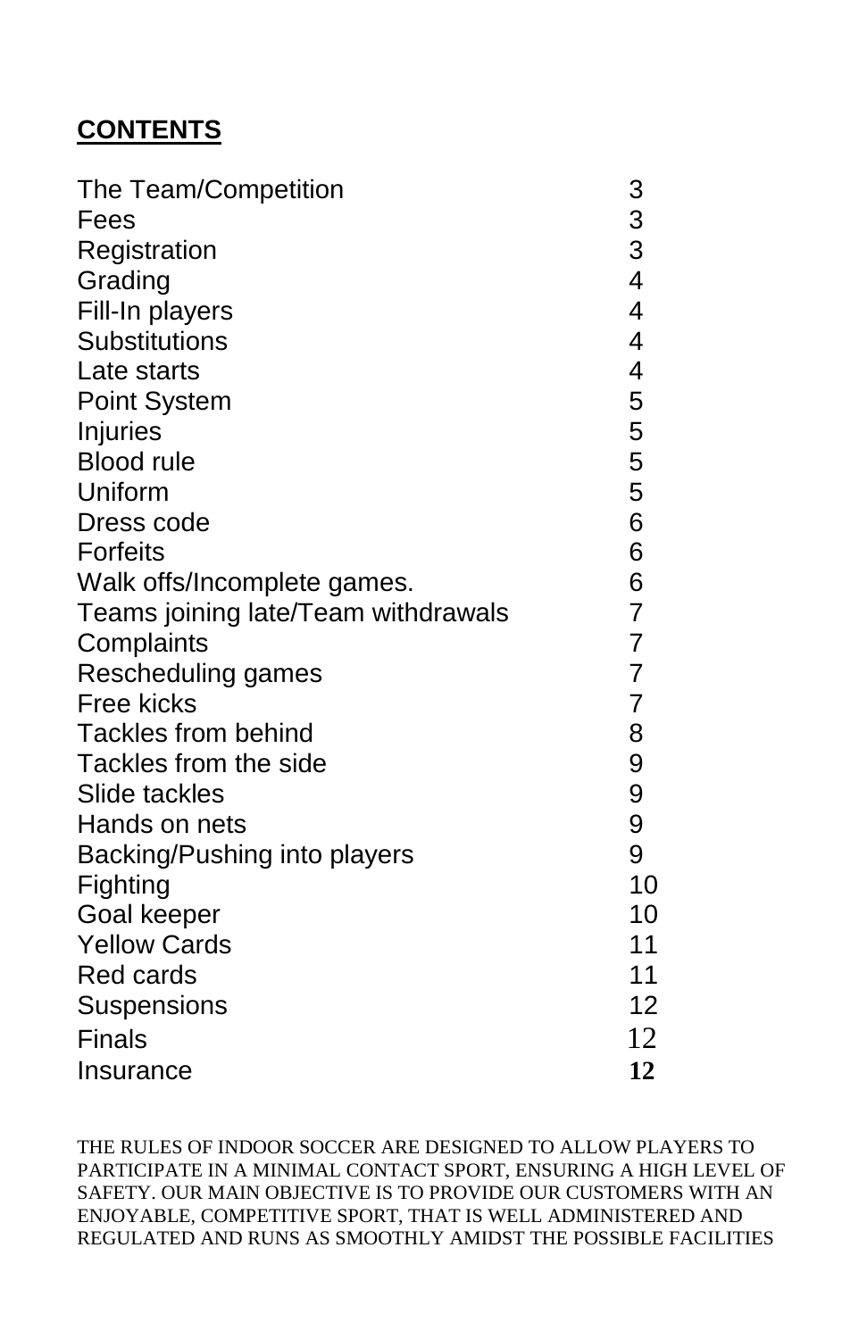**CONTENTS**

| | |
|---|---|
| The Team/Competition | 3 |
| Fees | 3 |
| Registration | 3 |
| Grading | 4 |
| Fill-In players | 4 |
| Substitutions | 4 |
| Late starts | 4 |
| Point System | 5 |
| Injuries | 5 |
| Blood rule | 5 |
| Uniform | 5 |
| Dress code | 6 |
| Forfeits | 6 |
| Walk offs/Incomplete games. | 6 |
| Teams joining late/Team withdrawals | 7 |
| Complaints | 7 |
| Rescheduling games | 7 |
| Free kicks | 7 |
| Tackles from behind | 8 |
| Tackles from the side | 9 |
| Slide tackles | 9 |
| Hands on nets | 9 |
| Backing/Pushing into players | 9 |
| Fighting | 10 |
| Goal keeper | 10 |
| Yellow Cards | 11 |
| Red cards | 11 |
| Suspensions | 12 |
| Finals | 12 |
| Insurance | **12** |

THE RULES OF INDOOR SOCCER ARE DESIGNED TO ALLOW PLAYERS TO PARTICIPATE IN A MINIMAL CONTACT SPORT, ENSURING A HIGH LEVEL OF SAFETY. OUR MAIN OBJECTIVE IS TO PROVIDE OUR CUSTOMERS WITH AN ENJOYABLE, COMPETITIVE SPORT, THAT IS WELL ADMINISTERED AND REGULATED AND RUNS AS SMOOTHLY AMIDST THE POSSIBLE FACILITIES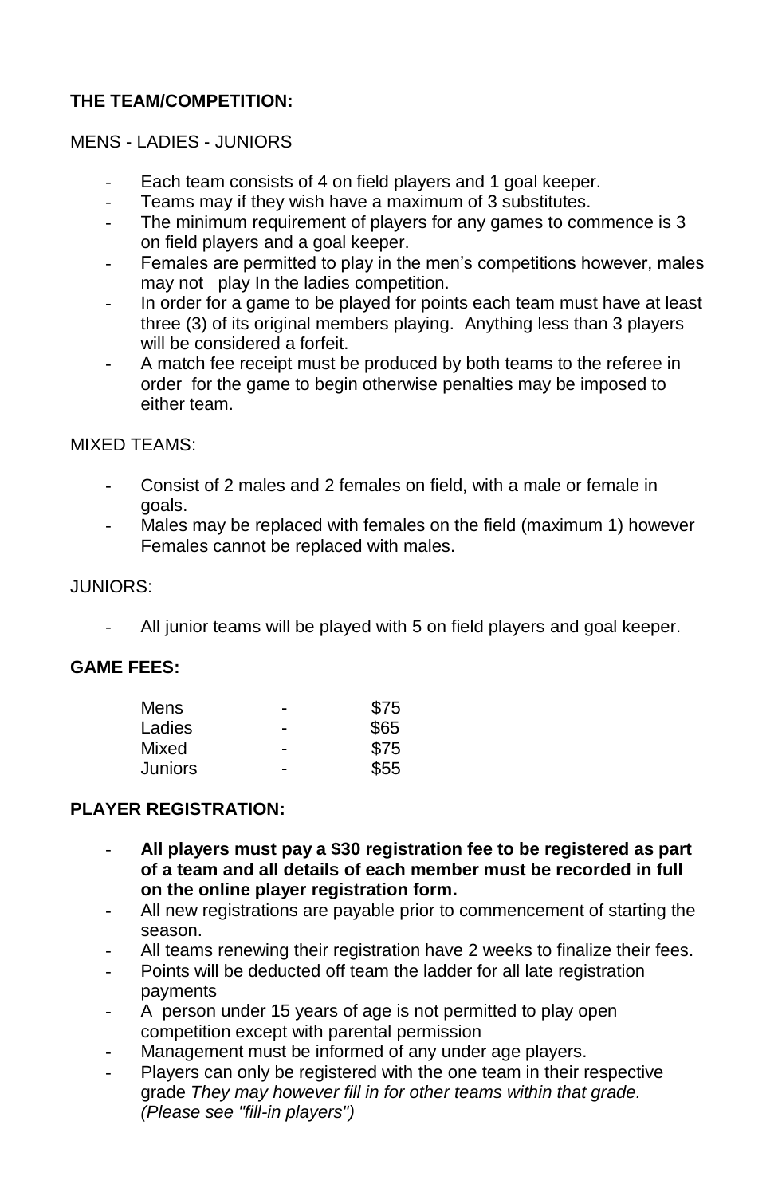## THE TEAM/COMPETITION:

MENS - LADIES - JUNIORS

- Each team consists of 4 on field players and 1 goal keeper.
- Teams may if they wish have a maximum of 3 substitutes.
- The minimum requirement of players for any games to commence is 3 on field players and a goal keeper.
- Females are permitted to play in the men's competitions however, males may not play In the ladies competition.
- In order for a game to be played for points each team must have at least three (3) of its original members playing. Anything less than 3 players will be considered a forfeit.
- A match fee receipt must be produced by both teams to the referee in order for the game to begin otherwise penalties may be imposed to either team.

MIXED TEAMS:

- Consist of 2 males and 2 females on field, with a male or female in goals.
- Males may be replaced with females on the field (maximum 1) however Females cannot be replaced with males.

JUNIORS:

- All junior teams will be played with 5 on field players and goal keeper.

## GAME FEES:

| | | |
|---|---|---|
| Mens | - | $75 |
| Ladies | - | $65 |
| Mixed | - | $75 |
| Juniors | - | $55 |

## PLAYER REGISTRATION:

- **All players must pay a $30 registration fee to be registered as part of a team and all details of each member must be recorded in full on the online player registration form.**
- All new registrations are payable prior to commencement of starting the season.
- All teams renewing their registration have 2 weeks to finalize their fees.
- Points will be deducted off team the ladder for all late registration payments
- A person under 15 years of age is not permitted to play open competition except with parental permission
- Management must be informed of any under age players.
- Players can only be registered with the one team in their respective grade *They may however fill in for other teams within that grade. (Please see "fill-in players")*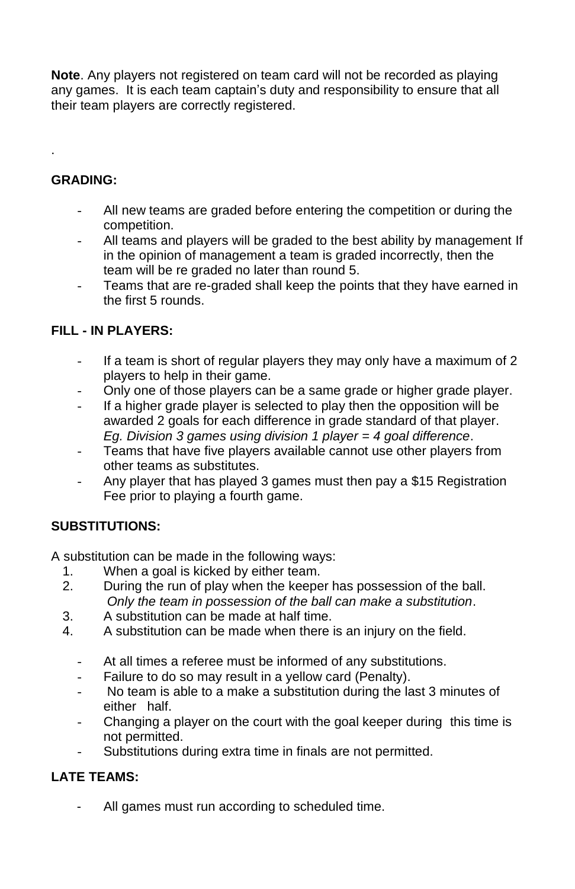**Note**. Any players not registered on team card will not be recorded as playing any games. It is each team captain's duty and responsibility to ensure that all their team players are correctly registered.

.

## GRADING:

- All new teams are graded before entering the competition or during the competition.
- All teams and players will be graded to the best ability by management If in the opinion of management a team is graded incorrectly, then the team will be re graded no later than round 5.
- Teams that are re-graded shall keep the points that they have earned in the first 5 rounds.

## FILL - IN PLAYERS:

- If a team is short of regular players they may only have a maximum of 2 players to help in their game.
- Only one of those players can be a same grade or higher grade player.
- If a higher grade player is selected to play then the opposition will be awarded 2 goals for each difference in grade standard of that player. *Eg. Division 3 games using division 1 player = 4 goal difference*.
- Teams that have five players available cannot use other players from other teams as substitutes.
- Any player that has played 3 games must then pay a $15 Registration Fee prior to playing a fourth game.

## SUBSTITUTIONS:

A substitution can be made in the following ways:

1. When a goal is kicked by either team.
2. During the run of play when the keeper has possession of the ball. *Only the team in possession of the ball can make a substitution*.
3. A substitution can be made at half time.
4. A substitution can be made when there is an injury on the field.

- At all times a referee must be informed of any substitutions.
- Failure to do so may result in a yellow card (Penalty).
- No team is able to a make a substitution during the last 3 minutes of either half.
- Changing a player on the court with the goal keeper during this time is not permitted.
- Substitutions during extra time in finals are not permitted.

## LATE TEAMS:

- All games must run according to scheduled time.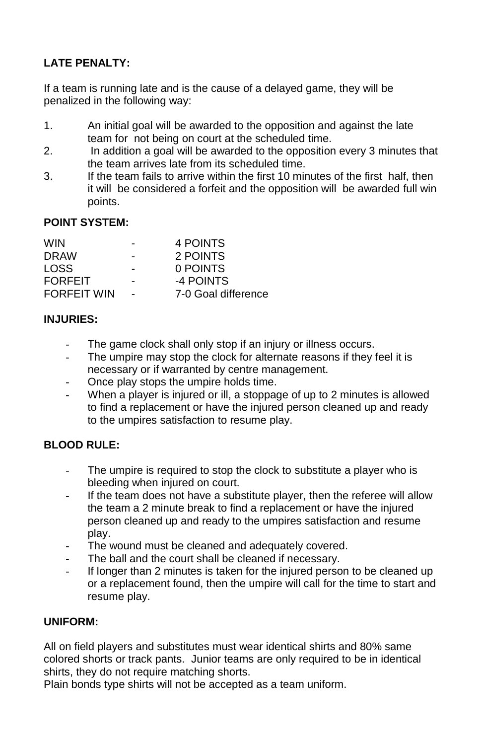**LATE PENALTY:**

If a team is running late and is the cause of a delayed game, they will be penalized in the following way:

1. An initial goal will be awarded to the opposition and against the late team for not being on court at the scheduled time.
2. In addition a goal will be awarded to the opposition every 3 minutes that the team arrives late from its scheduled time.
3. If the team fails to arrive within the first 10 minutes of the first half, then it will be considered a forfeit and the opposition will be awarded full win points.

**POINT SYSTEM:**

| | | |
|---|---|---|
| WIN | - | 4 POINTS |
| DRAW | - | 2 POINTS |
| LOSS | - | 0 POINTS |
| FORFEIT | - | -4 POINTS |
| FORFEIT WIN | - | 7-0 Goal difference |

**INJURIES:**

- The game clock shall only stop if an injury or illness occurs.
- The umpire may stop the clock for alternate reasons if they feel it is necessary or if warranted by centre management.
- Once play stops the umpire holds time.
- When a player is injured or ill, a stoppage of up to 2 minutes is allowed to find a replacement or have the injured person cleaned up and ready to the umpires satisfaction to resume play.

**BLOOD RULE:**

- The umpire is required to stop the clock to substitute a player who is bleeding when injured on court.
- If the team does not have a substitute player, then the referee will allow the team a 2 minute break to find a replacement or have the injured person cleaned up and ready to the umpires satisfaction and resume play.
- The wound must be cleaned and adequately covered.
- The ball and the court shall be cleaned if necessary.
- If longer than 2 minutes is taken for the injured person to be cleaned up or a replacement found, then the umpire will call for the time to start and resume play.

**UNIFORM:**

All on field players and substitutes must wear identical shirts and 80% same colored shorts or track pants. Junior teams are only required to be in identical shirts, they do not require matching shorts.
Plain bonds type shirts will not be accepted as a team uniform.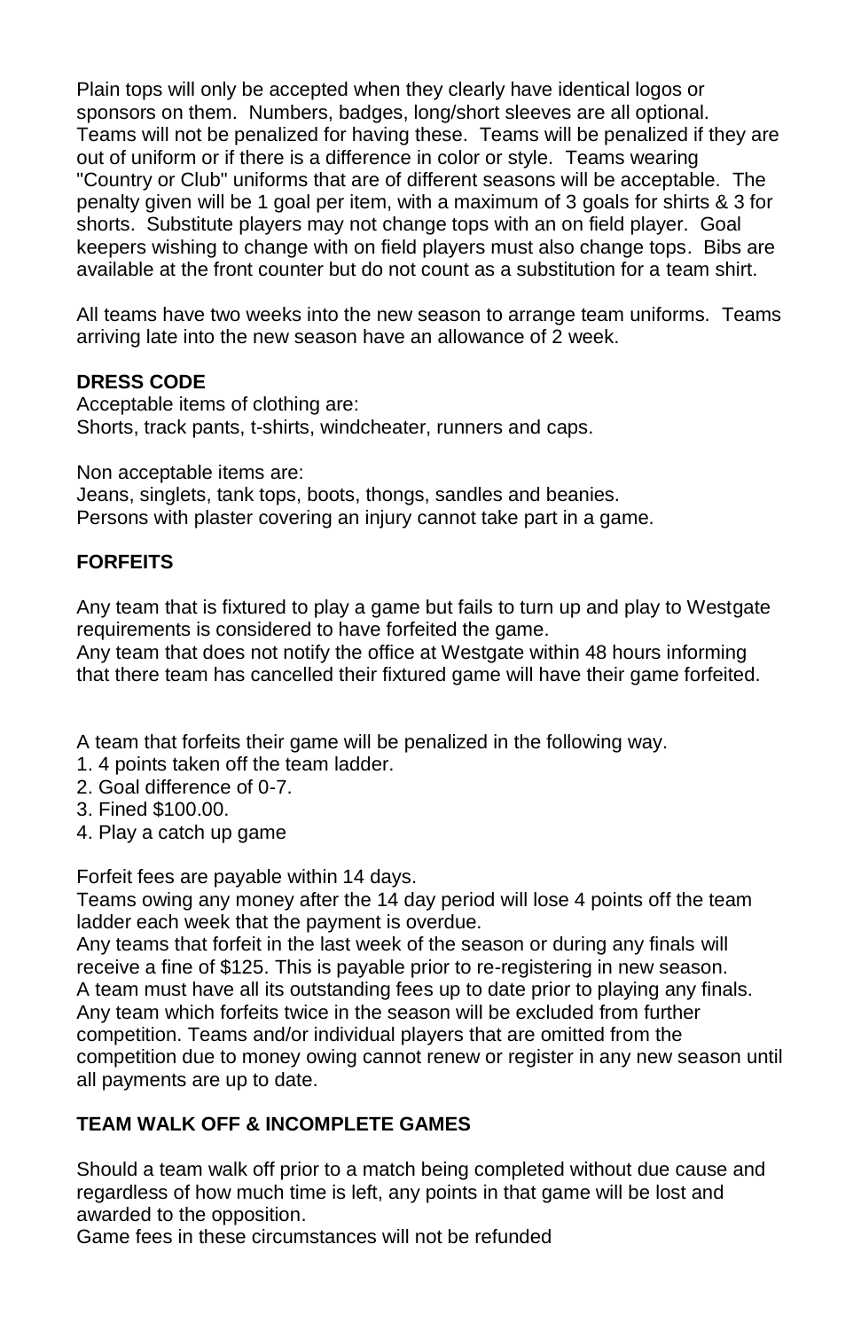Plain tops will only be accepted when they clearly have identical logos or sponsors on them. Numbers, badges, long/short sleeves are all optional. Teams will not be penalized for having these. Teams will be penalized if they are out of uniform or if there is a difference in color or style. Teams wearing "Country or Club" uniforms that are of different seasons will be acceptable. The penalty given will be 1 goal per item, with a maximum of 3 goals for shirts & 3 for shorts. Substitute players may not change tops with an on field player. Goal keepers wishing to change with on field players must also change tops. Bibs are available at the front counter but do not count as a substitution for a team shirt.

All teams have two weeks into the new season to arrange team uniforms. Teams arriving late into the new season have an allowance of 2 week.

**DRESS CODE**

Acceptable items of clothing are:
Shorts, track pants, t-shirts, windcheater, runners and caps.

Non acceptable items are:
Jeans, singlets, tank tops, boots, thongs, sandles and beanies.
Persons with plaster covering an injury cannot take part in a game.

**FORFEITS**

Any team that is fixtured to play a game but fails to turn up and play to Westgate requirements is considered to have forfeited the game.
Any team that does not notify the office at Westgate within 48 hours informing that there team has cancelled their fixtured game will have their game forfeited.

A team that forfeits their game will be penalized in the following way.

1. 4 points taken off the team ladder.
2. Goal difference of 0-7.
3. Fined $100.00.
4. Play a catch up game

Forfeit fees are payable within 14 days.
Teams owing any money after the 14 day period will lose 4 points off the team ladder each week that the payment is overdue.
Any teams that forfeit in the last week of the season or during any finals will receive a fine of $125. This is payable prior to re-registering in new season.
A team must have all its outstanding fees up to date prior to playing any finals.
Any team which forfeits twice in the season will be excluded from further competition. Teams and/or individual players that are omitted from the competition due to money owing cannot renew or register in any new season until all payments are up to date.

**TEAM WALK OFF & INCOMPLETE GAMES**

Should a team walk off prior to a match being completed without due cause and regardless of how much time is left, any points in that game will be lost and awarded to the opposition.
Game fees in these circumstances will not be refunded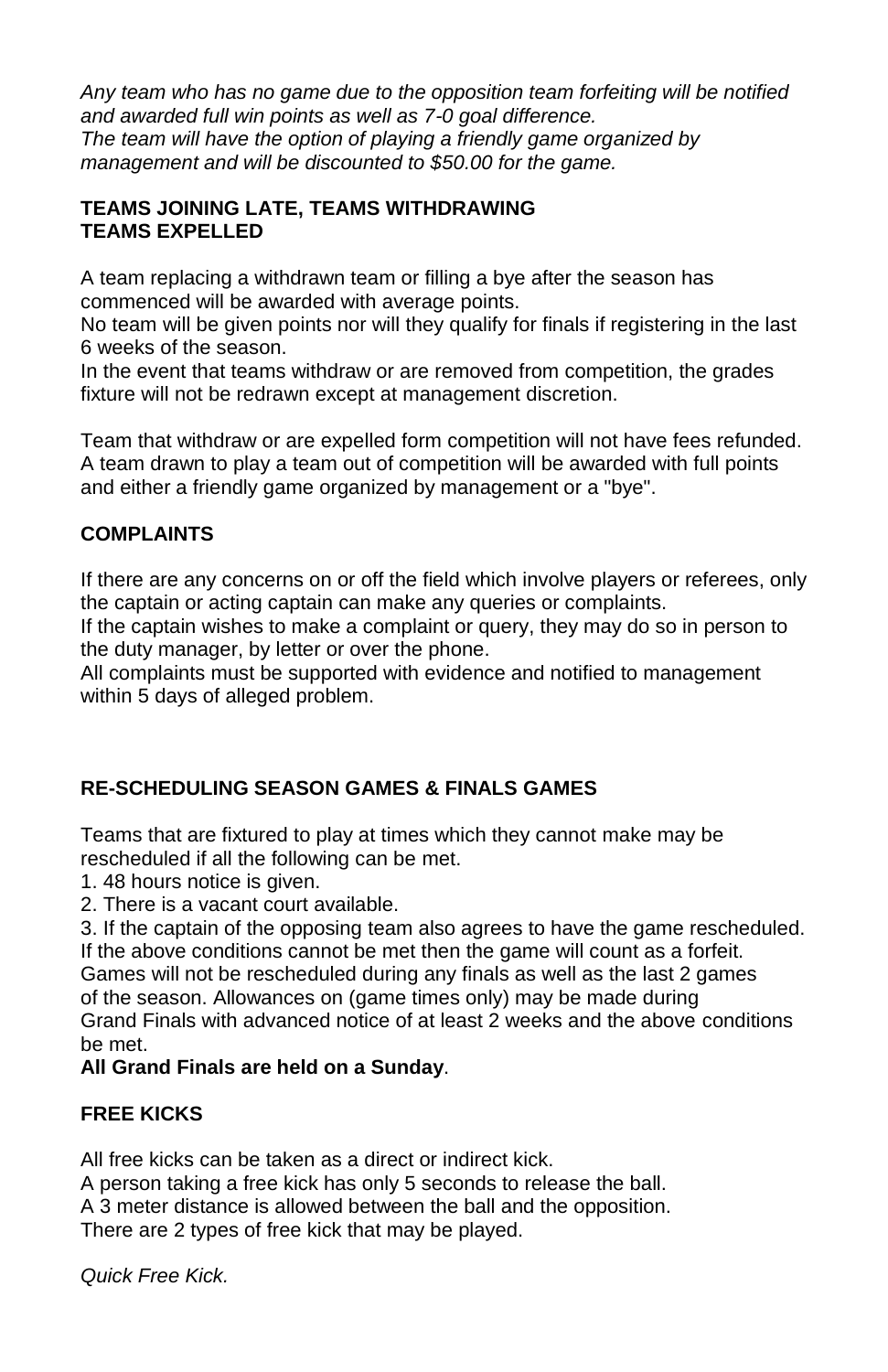*Any team who has no game due to the opposition team forfeiting will be notified and awarded full win points as well as 7-0 goal difference.*
*The team will have the option of playing a friendly game organized by management and will be discounted to $50.00 for the game.*

**TEAMS JOINING LATE, TEAMS WITHDRAWING**
**TEAMS EXPELLED**

A team replacing a withdrawn team or filling a bye after the season has commenced will be awarded with average points.
No team will be given points nor will they qualify for finals if registering in the last 6 weeks of the season.
In the event that teams withdraw or are removed from competition, the grades fixture will not be redrawn except at management discretion.

Team that withdraw or are expelled form competition will not have fees refunded.
A team drawn to play a team out of competition will be awarded with full points and either a friendly game organized by management or a "bye".

**COMPLAINTS**

If there are any concerns on or off the field which involve players or referees, only the captain or acting captain can make any queries or complaints.
If the captain wishes to make a complaint or query, they may do so in person to the duty manager, by letter or over the phone.
All complaints must be supported with evidence and notified to management within 5 days of alleged problem.

**RE-SCHEDULING SEASON GAMES & FINALS GAMES**

Teams that are fixtured to play at times which they cannot make may be rescheduled if all the following can be met.
1. 48 hours notice is given.
2. There is a vacant court available.
3. If the captain of the opposing team also agrees to have the game rescheduled.
If the above conditions cannot be met then the game will count as a forfeit.
Games will not be rescheduled during any finals as well as the last 2 games of the season. Allowances on (game times only) may be made during Grand Finals with advanced notice of at least 2 weeks and the above conditions be met.
**All Grand Finals are held on a Sunday**.

**FREE KICKS**

All free kicks can be taken as a direct or indirect kick.
A person taking a free kick has only 5 seconds to release the ball.
A 3 meter distance is allowed between the ball and the opposition.
There are 2 types of free kick that may be played.

*Quick Free Kick.*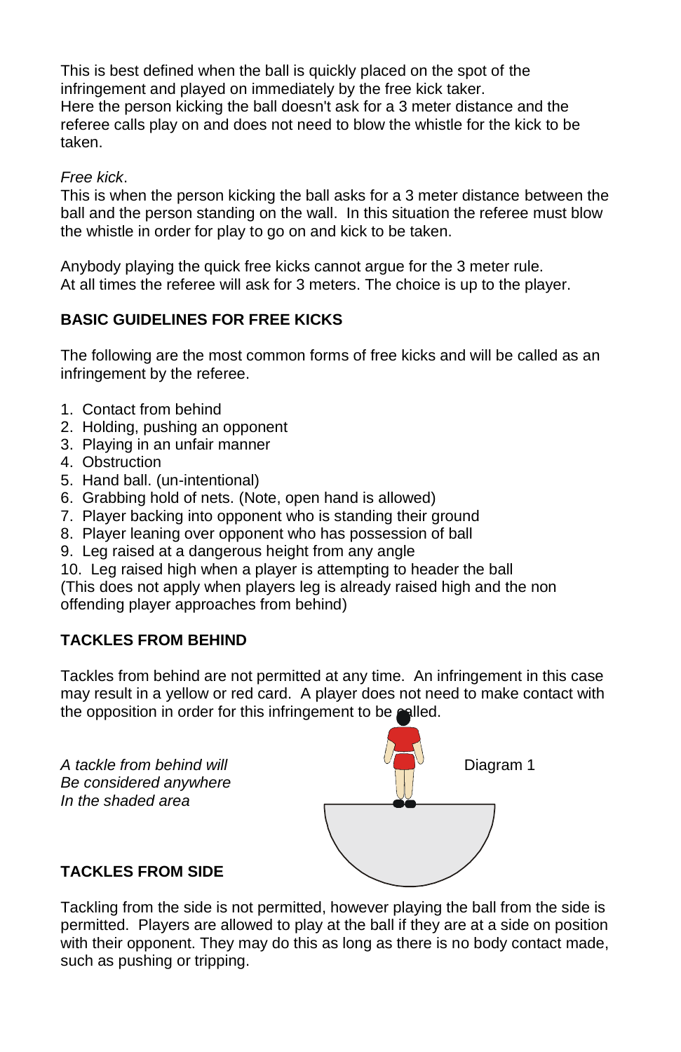This is best defined when the ball is quickly placed on the spot of the infringement and played on immediately by the free kick taker.
Here the person kicking the ball doesn't ask for a 3 meter distance and the referee calls play on and does not need to blow the whistle for the kick to be taken.

*Free kick*.
This is when the person kicking the ball asks for a 3 meter distance between the ball and the person standing on the wall. In this situation the referee must blow the whistle in order for play to go on and kick to be taken.

Anybody playing the quick free kicks cannot argue for the 3 meter rule.
At all times the referee will ask for 3 meters. The choice is up to the player.

**BASIC GUIDELINES FOR FREE KICKS**

The following are the most common forms of free kicks and will be called as an infringement by the referee.

1. Contact from behind
2. Holding, pushing an opponent
3. Playing in an unfair manner
4. Obstruction
5. Hand ball. (un-intentional)
6. Grabbing hold of nets. (Note, open hand is allowed)
7. Player backing into opponent who is standing their ground
8. Player leaning over opponent who has possession of ball
9. Leg raised at a dangerous height from any angle
10. Leg raised high when a player is attempting to header the ball

(This does not apply when players leg is already raised high and the non offending player approaches from behind)

**TACKLES FROM BEHIND**

Tackles from behind are not permitted at any time. An infringement in this case may result in a yellow or red card. A player does not need to make contact with the opposition in order for this infringement to be called.

*A tackle from behind will Be considered anywhere In the shaded area*

Diagram 1

**TACKLES FROM SIDE**

Tackling from the side is not permitted, however playing the ball from the side is permitted. Players are allowed to play at the ball if they are at a side on position with their opponent. They may do this as long as there is no body contact made, such as pushing or tripping.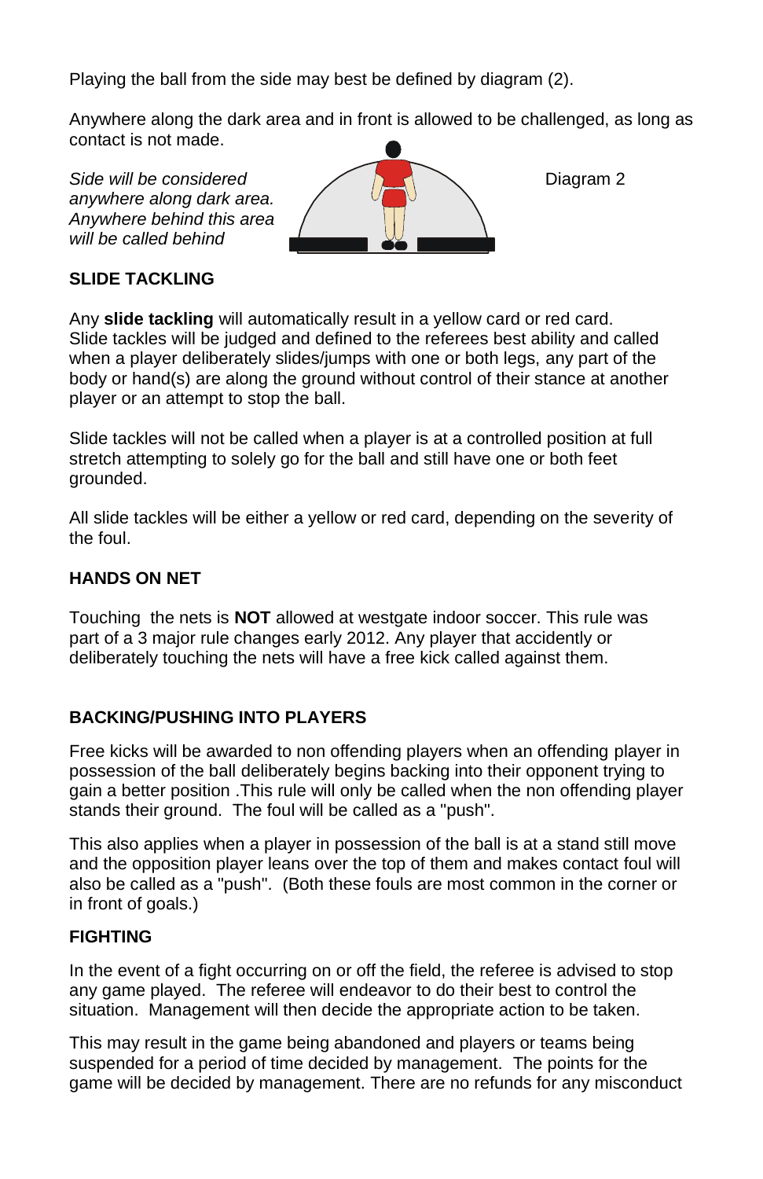Playing the ball from the side may best be defined by diagram (2).

Anywhere along the dark area and in front is allowed to be challenged, as long as contact is not made.

*Side will be considered anywhere along dark area. Anywhere behind this area will be called behind*

Diagram 2

## SLIDE TACKLING

Any **slide tackling** will automatically result in a yellow card or red card. Slide tackles will be judged and defined to the referees best ability and called when a player deliberately slides/jumps with one or both legs, any part of the body or hand(s) are along the ground without control of their stance at another player or an attempt to stop the ball.

Slide tackles will not be called when a player is at a controlled position at full stretch attempting to solely go for the ball and still have one or both feet grounded.

All slide tackles will be either a yellow or red card, depending on the severity of the foul.

## HANDS ON NET

Touching the nets is **NOT** allowed at westgate indoor soccer. This rule was part of a 3 major rule changes early 2012. Any player that accidently or deliberately touching the nets will have a free kick called against them.

## BACKING/PUSHING INTO PLAYERS

Free kicks will be awarded to non offending players when an offending player in possession of the ball deliberately begins backing into their opponent trying to gain a better position .This rule will only be called when the non offending player stands their ground. The foul will be called as a "push".

This also applies when a player in possession of the ball is at a stand still move and the opposition player leans over the top of them and makes contact foul will also be called as a "push". (Both these fouls are most common in the corner or in front of goals.)

## FIGHTING

In the event of a fight occurring on or off the field, the referee is advised to stop any game played. The referee will endeavor to do their best to control the situation. Management will then decide the appropriate action to be taken.

This may result in the game being abandoned and players or teams being suspended for a period of time decided by management. The points for the game will be decided by management. There are no refunds for any misconduct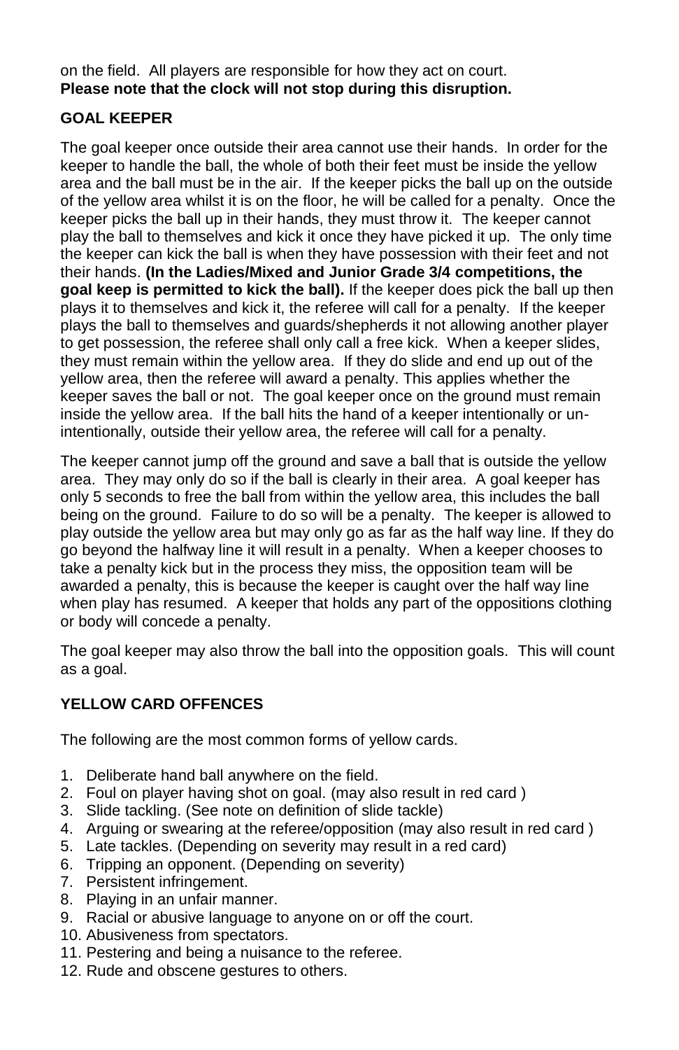on the field. All players are responsible for how they act on court.
**Please note that the clock will not stop during this disruption.**

## GOAL KEEPER

The goal keeper once outside their area cannot use their hands. In order for the keeper to handle the ball, the whole of both their feet must be inside the yellow area and the ball must be in the air. If the keeper picks the ball up on the outside of the yellow area whilst it is on the floor, he will be called for a penalty. Once the keeper picks the ball up in their hands, they must throw it. The keeper cannot play the ball to themselves and kick it once they have picked it up. The only time the keeper can kick the ball is when they have possession with their feet and not their hands. **(In the Ladies/Mixed and Junior Grade 3/4 competitions, the goal keep is permitted to kick the ball).** If the keeper does pick the ball up then plays it to themselves and kick it, the referee will call for a penalty. If the keeper plays the ball to themselves and guards/shepherds it not allowing another player to get possession, the referee shall only call a free kick. When a keeper slides, they must remain within the yellow area. If they do slide and end up out of the yellow area, then the referee will award a penalty. This applies whether the keeper saves the ball or not. The goal keeper once on the ground must remain inside the yellow area. If the ball hits the hand of a keeper intentionally or un-intentionally, outside their yellow area, the referee will call for a penalty.

The keeper cannot jump off the ground and save a ball that is outside the yellow area. They may only do so if the ball is clearly in their area. A goal keeper has only 5 seconds to free the ball from within the yellow area, this includes the ball being on the ground. Failure to do so will be a penalty. The keeper is allowed to play outside the yellow area but may only go as far as the half way line. If they do go beyond the halfway line it will result in a penalty. When a keeper chooses to take a penalty kick but in the process they miss, the opposition team will be awarded a penalty, this is because the keeper is caught over the half way line when play has resumed. A keeper that holds any part of the oppositions clothing or body will concede a penalty.

The goal keeper may also throw the ball into the opposition goals. This will count as a goal.

## YELLOW CARD OFFENCES

The following are the most common forms of yellow cards.

1. Deliberate hand ball anywhere on the field.
2. Foul on player having shot on goal. (may also result in red card )
3. Slide tackling. (See note on definition of slide tackle)
4. Arguing or swearing at the referee/opposition (may also result in red card )
5. Late tackles. (Depending on severity may result in a red card)
6. Tripping an opponent. (Depending on severity)
7. Persistent infringement.
8. Playing in an unfair manner.
9. Racial or abusive language to anyone on or off the court.
10. Abusiveness from spectators.
11. Pestering and being a nuisance to the referee.
12. Rude and obscene gestures to others.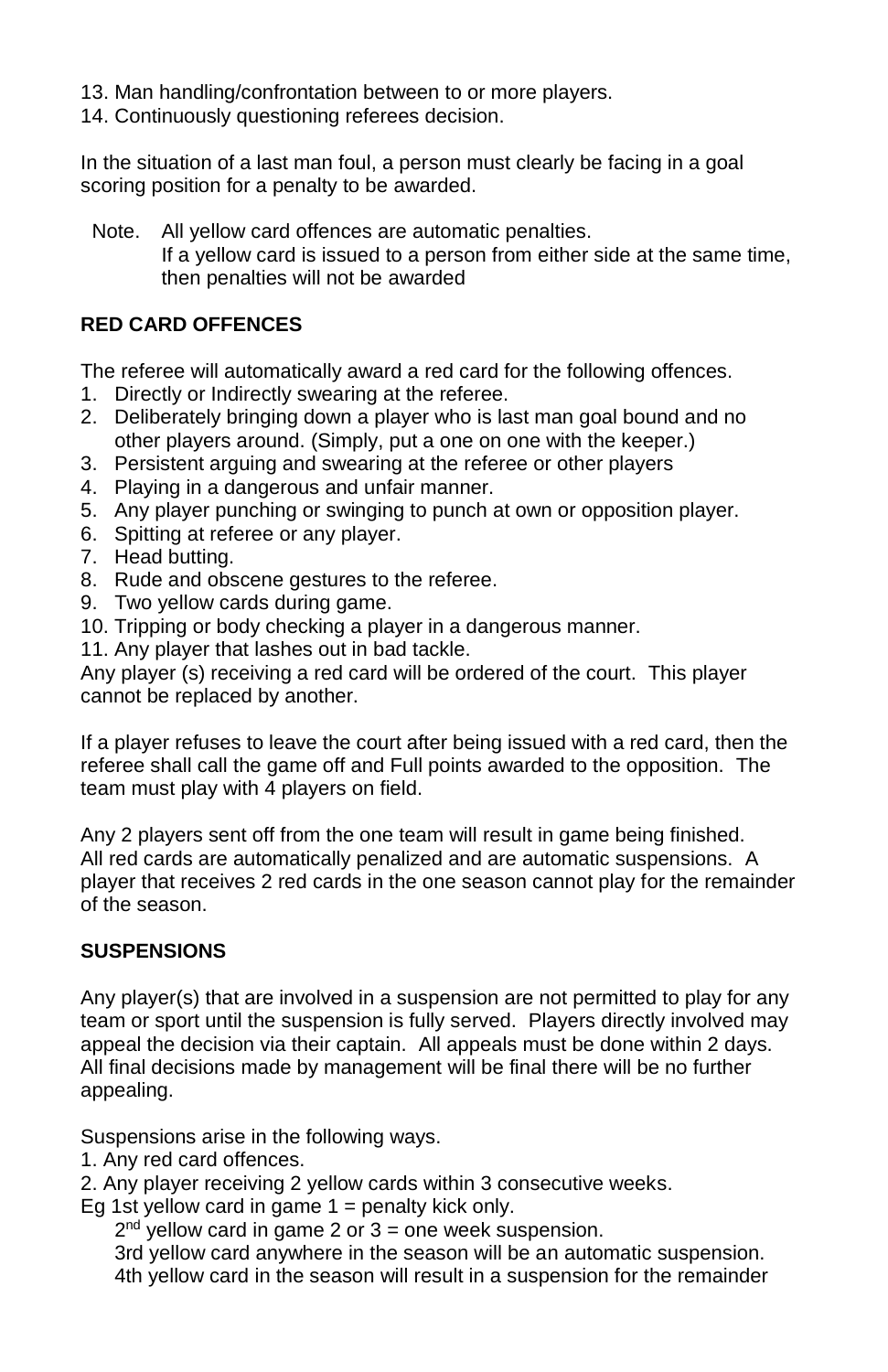13. Man handling/confrontation between to or more players.
14. Continuously questioning referees decision.

In the situation of a last man foul, a person must clearly be facing in a goal scoring position for a penalty to be awarded.

Note. All yellow card offences are automatic penalties.
If a yellow card is issued to a person from either side at the same time, then penalties will not be awarded

**RED CARD OFFENCES**

The referee will automatically award a red card for the following offences.

1. Directly or Indirectly swearing at the referee.
2. Deliberately bringing down a player who is last man goal bound and no other players around. (Simply, put a one on one with the keeper.)
3. Persistent arguing and swearing at the referee or other players
4. Playing in a dangerous and unfair manner.
5. Any player punching or swinging to punch at own or opposition player.
6. Spitting at referee or any player.
7. Head butting.
8. Rude and obscene gestures to the referee.
9. Two yellow cards during game.
10. Tripping or body checking a player in a dangerous manner.
11. Any player that lashes out in bad tackle.

Any player (s) receiving a red card will be ordered of the court. This player cannot be replaced by another.

If a player refuses to leave the court after being issued with a red card, then the referee shall call the game off and Full points awarded to the opposition. The team must play with 4 players on field.

Any 2 players sent off from the one team will result in game being finished.
All red cards are automatically penalized and are automatic suspensions. A player that receives 2 red cards in the one season cannot play for the remainder of the season.

**SUSPENSIONS**

Any player(s) that are involved in a suspension are not permitted to play for any team or sport until the suspension is fully served. Players directly involved may appeal the decision via their captain. All appeals must be done within 2 days. All final decisions made by management will be final there will be no further appealing.

Suspensions arise in the following ways.

1. Any red card offences.
2. Any player receiving 2 yellow cards within 3 consecutive weeks.

Eg 1st yellow card in game 1 = penalty kick only.
2nd yellow card in game 2 or 3 = one week suspension.
3rd yellow card anywhere in the season will be an automatic suspension.
4th yellow card in the season will result in a suspension for the remainder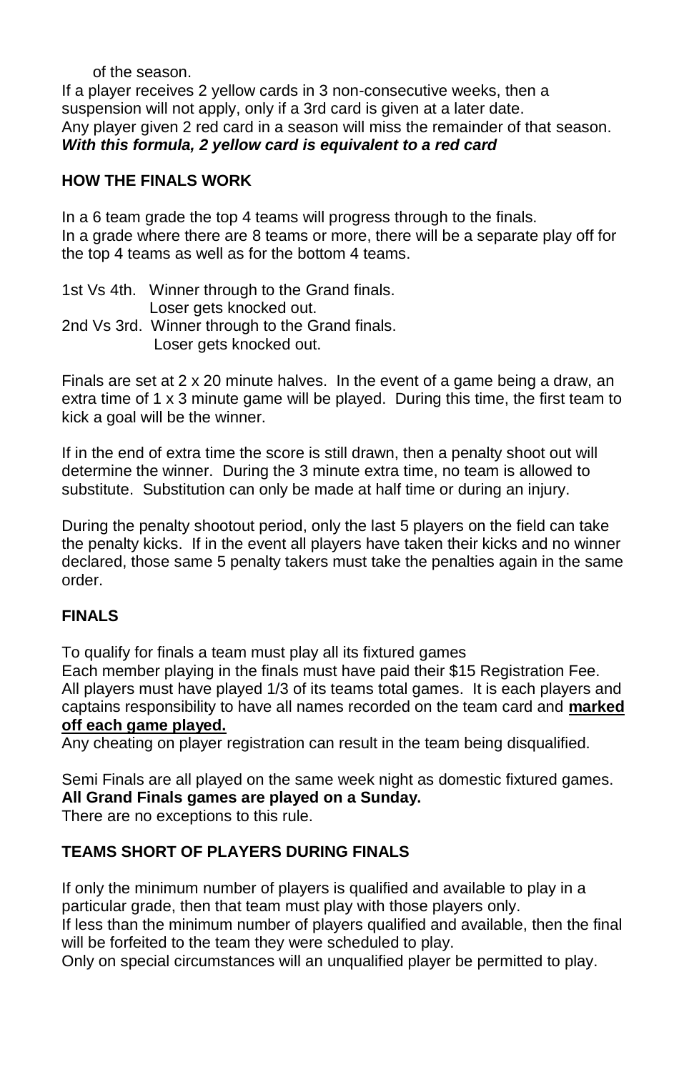of the season.

If a player receives 2 yellow cards in 3 non-consecutive weeks, then a suspension will not apply, only if a 3rd card is given at a later date.
Any player given 2 red card in a season will miss the remainder of that season.
***With this formula, 2 yellow card is equivalent to a red card***

**HOW THE FINALS WORK**

In a 6 team grade the top 4 teams will progress through to the finals.
In a grade where there are 8 teams or more, there will be a separate play off for the top 4 teams as well as for the bottom 4 teams.

1st Vs 4th. Winner through to the Grand finals.
Loser gets knocked out.
2nd Vs 3rd. Winner through to the Grand finals.
Loser gets knocked out.

Finals are set at 2 x 20 minute halves. In the event of a game being a draw, an extra time of 1 x 3 minute game will be played. During this time, the first team to kick a goal will be the winner.

If in the end of extra time the score is still drawn, then a penalty shoot out will determine the winner. During the 3 minute extra time, no team is allowed to substitute. Substitution can only be made at half time or during an injury.

During the penalty shootout period, only the last 5 players on the field can take the penalty kicks. If in the event all players have taken their kicks and no winner declared, those same 5 penalty takers must take the penalties again in the same order.

**FINALS**

To qualify for finals a team must play all its fixtured games
Each member playing in the finals must have paid their $15 Registration Fee.
All players must have played 1/3 of its teams total games. It is each players and captains responsibility to have all names recorded on the team card and **marked off each game played.**
Any cheating on player registration can result in the team being disqualified.

Semi Finals are all played on the same week night as domestic fixtured games.
**All Grand Finals games are played on a Sunday.**
There are no exceptions to this rule.

**TEAMS SHORT OF PLAYERS DURING FINALS**

If only the minimum number of players is qualified and available to play in a particular grade, then that team must play with those players only.
If less than the minimum number of players qualified and available, then the final will be forfeited to the team they were scheduled to play.
Only on special circumstances will an unqualified player be permitted to play.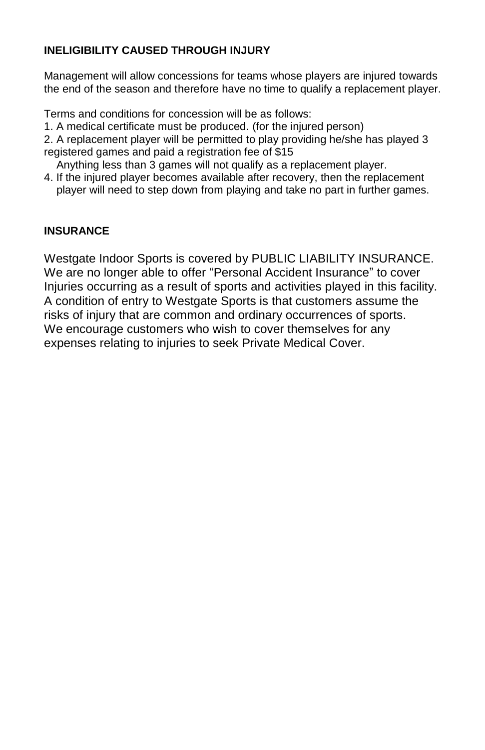**INELIGIBILITY CAUSED THROUGH INJURY**

Management will allow concessions for teams whose players are injured towards the end of the season and therefore have no time to qualify a replacement player.

Terms and conditions for concession will be as follows:

1. A medical certificate must be produced. (for the injured person)
2. A replacement player will be permitted to play providing he/she has played 3 registered games and paid a registration fee of $15
   Anything less than 3 games will not qualify as a replacement player.
4. If the injured player becomes available after recovery, then the replacement player will need to step down from playing and take no part in further games.

**INSURANCE**

Westgate Indoor Sports is covered by PUBLIC LIABILITY INSURANCE. We are no longer able to offer "Personal Accident Insurance" to cover Injuries occurring as a result of sports and activities played in this facility. A condition of entry to Westgate Sports is that customers assume the risks of injury that are common and ordinary occurrences of sports. We encourage customers who wish to cover themselves for any expenses relating to injuries to seek Private Medical Cover.